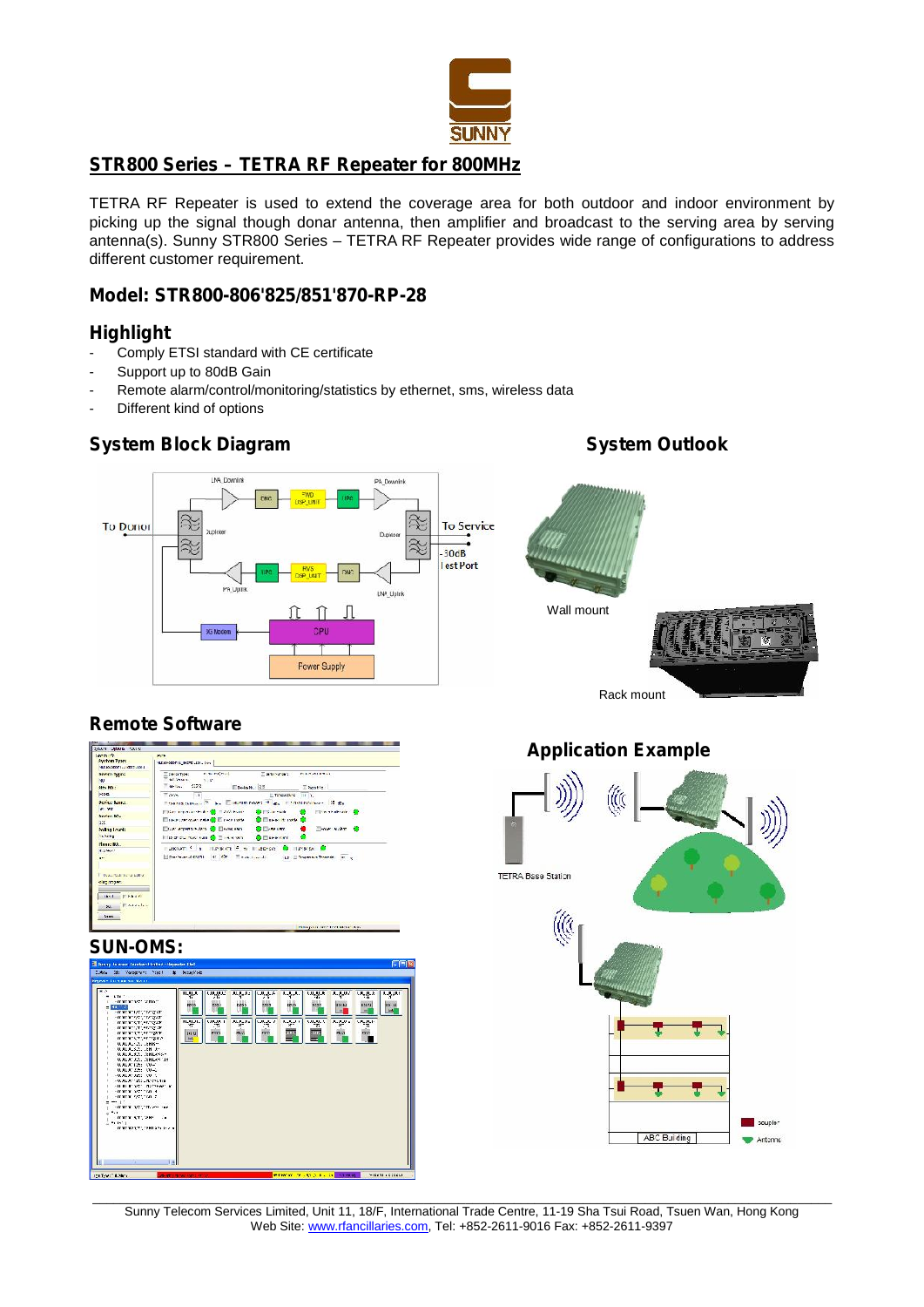## STR800 Series – TETRA RF Repeater for 800MHz

TETRA RF Repeater is used to extend the coverage area for both outdoor and indoor environment by picking up the signal though donar antenna, then amplifier and broadcast to the serving area by serving antenna(s). Sunny STR800 Series – TETRA RF Repeater provides wide range of configurations to address different customer requirement.

## Model: STR800-806'825/851'870-RP-28

## Highlight

- Comply ETSI standard with CE certificate
- Support up to 80dB Gain
- Remote alarm/control/monitoring/statistics by ethernet, sms, wireless data
- Different kind of options

## System Block Diagram

## System Outlook

Wall mount

Rack mount

## Remote Software

## SUN-OMS:

## Application Example

Sunny Telecom Services Limited, Unit 11, 18/F, International Trade Centre, 11-19 Sha Tsui Road, Tsuen Wan, Hong Kong
Web Site: www.rfancillaries.com, Tel: +852-2611-9016 Fax: +852-2611-9397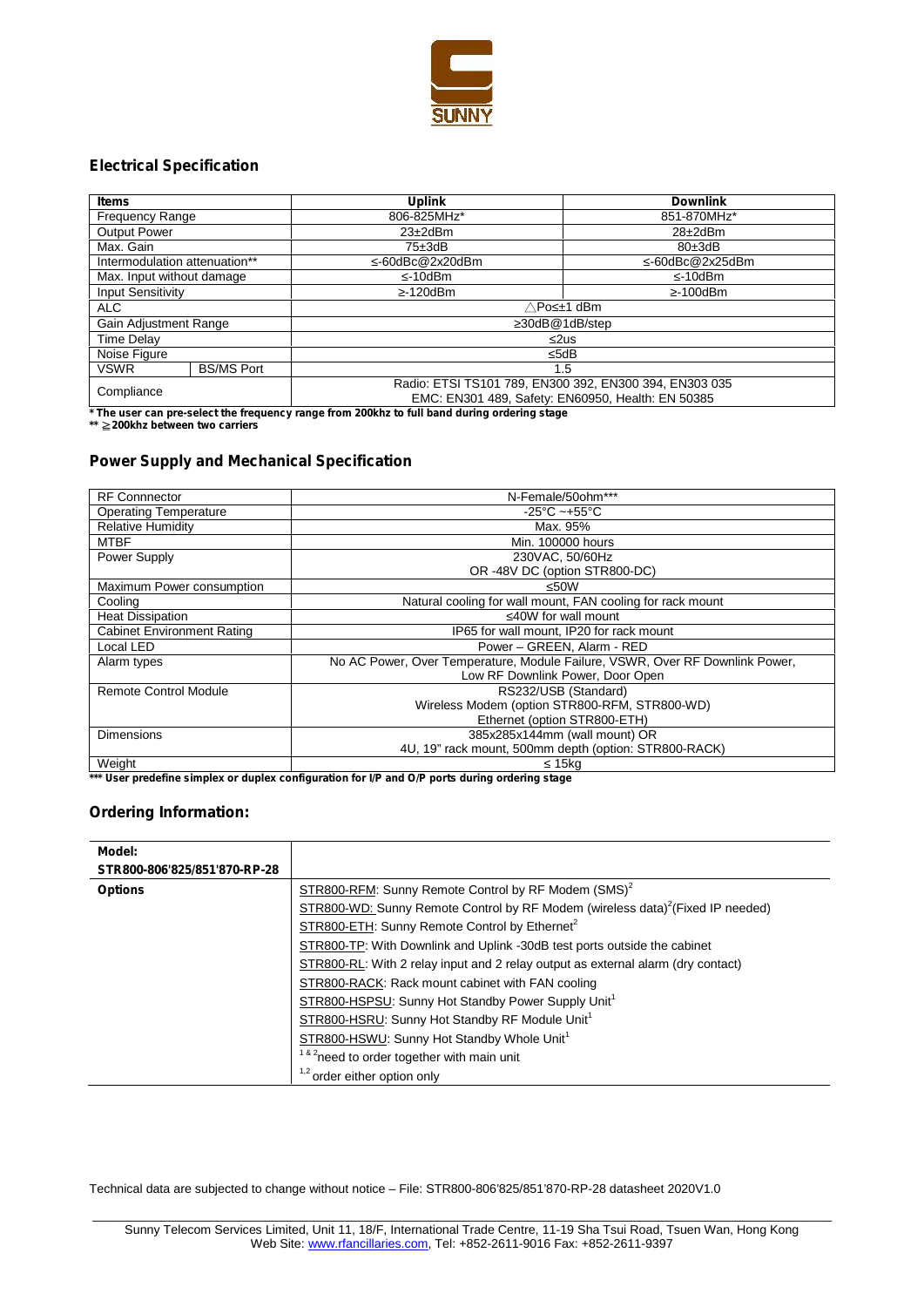SUNNY

## Electrical Specification

| Items | | Uplink | Downlink |
|---|---|---|---|
| Frequency Range | | 806-825MHz* | 851-870MHz* |
| Output Power | | 23±2dBm | 28±2dBm |
| Max. Gain | | 75±3dB | 80±3dB |
| Intermodulation attenuation** | | ≤-60dBc@2x20dBm | ≤-60dBc@2x25dBm |
| Max. Input without damage | | ≤-10dBm | ≤-10dBm |
| Input Sensitivity | | ≥-120dBm | ≥-100dBm |
| ALC | | △Po≤±1 dBm | |
| Gain Adjustment Range | | ≥30dB@1dB/step | |
| Time Delay | | ≤2us | |
| Noise Figure | | ≤5dB | |
| VSWR | BS/MS Port | 1.5 | |
| Compliance | | Radio: ETSI TS101 789, EN300 392, EN300 394, EN303 035<br>EMC: EN301 489, Safety: EN60950, Health: EN 50385 | |

**\* The user can pre-select the frequency range from 200khz to full band during ordering stage**
**\*\* ≧200khz between two carriers**

## Power Supply and Mechanical Specification

| | |
|---|---|
| RF Connnector | N-Female/50ohm*** |
| Operating Temperature | -25°C ~+55°C |
| Relative Humidity | Max. 95% |
| MTBF | Min. 100000 hours |
| Power Supply | 230VAC, 50/60Hz<br>OR -48V DC (option STR800-DC) |
| Maximum Power consumption | ≤50W |
| Cooling | Natural cooling for wall mount, FAN cooling for rack mount |
| Heat Dissipation | ≤40W for wall mount |
| Cabinet Environment Rating | IP65 for wall mount, IP20 for rack mount |
| Local LED | Power – GREEN, Alarm - RED |
| Alarm types | No AC Power, Over Temperature, Module Failure, VSWR, Over RF Downlink Power,<br>Low RF Downlink Power, Door Open |
| Remote Control Module | RS232/USB (Standard)<br>Wireless Modem (option STR800-RFM, STR800-WD)<br>Ethernet (option STR800-ETH) |
| Dimensions | 385x285x144mm (wall mount) OR<br>4U, 19" rack mount, 500mm depth (option: STR800-RACK) |
| Weight | ≤ 15kg |

**\*\*\* User predefine simplex or duplex configuration for I/P and O/P ports during ordering stage**

## Ordering Information:

| **Model:**<br>**STR800-806'825/851'870-RP-28** | |
|---|---|
| **Options** | STR800-RFM: Sunny Remote Control by RF Modem (SMS)[2]<br>STR800-WD: Sunny Remote Control by RF Modem (wireless data)[2](Fixed IP needed)<br>STR800-ETH: Sunny Remote Control by Ethernet[2]<br>STR800-TP: With Downlink and Uplink -30dB test ports outside the cabinet<br>STR800-RL: With 2 relay input and 2 relay output as external alarm (dry contact)<br>STR800-RACK: Rack mount cabinet with FAN cooling<br>STR800-HSPSU: Sunny Hot Standby Power Supply Unit[1]<br>STR800-HSRU: Sunny Hot Standby RF Module Unit[1]<br>STR800-HSWU: Sunny Hot Standby Whole Unit[1]<br>[1 & 2]need to order together with main unit<br>[1,2] order either option only |

Technical data are subjected to change without notice – File: STR800-806'825/851'870-RP-28 datasheet 2020V1.0

Sunny Telecom Services Limited, Unit 11, 18/F, International Trade Centre, 11-19 Sha Tsui Road, Tsuen Wan, Hong Kong
Web Site: www.rfancillaries.com, Tel: +852-2611-9016 Fax: +852-2611-9397